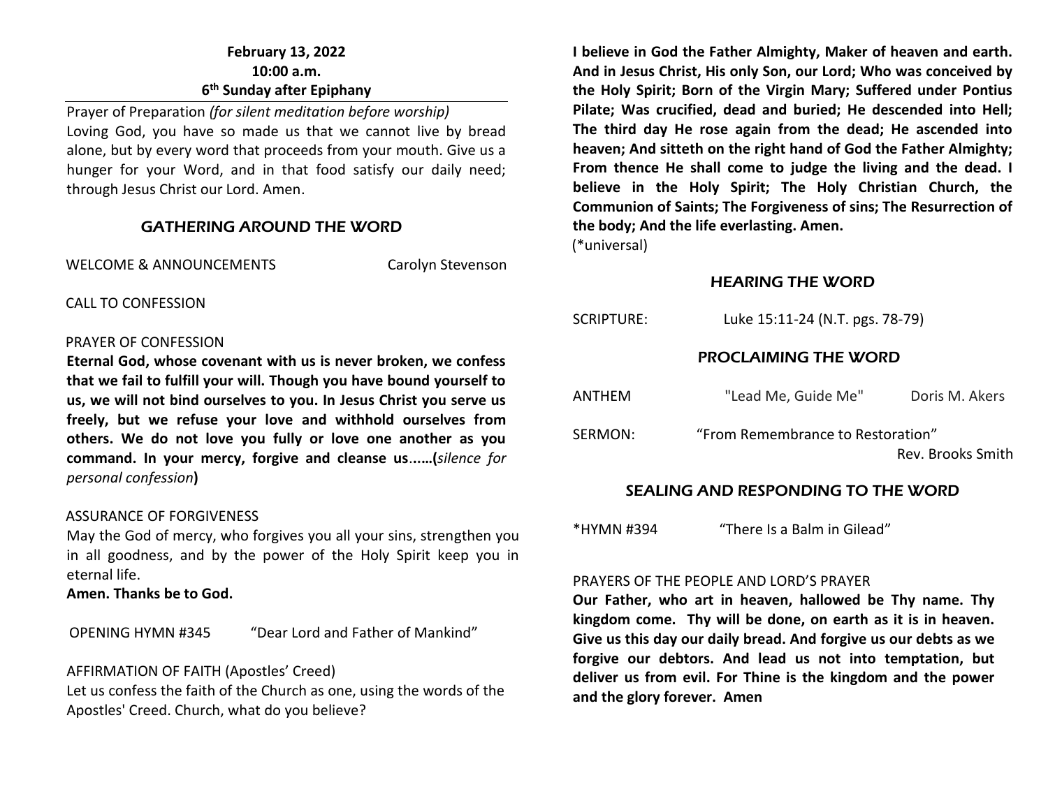**February 13, 2022**
**10:00 a.m.**
**6th Sunday after Epiphany**

Prayer of Preparation *(for silent meditation before worship)*
Loving God, you have so made us that we cannot live by bread alone, but by every word that proceeds from your mouth. Give us a hunger for your Word, and in that food satisfy our daily need; through Jesus Christ our Lord. Amen.

## GATHERING AROUND THE WORD

WELCOME & ANNOUNCEMENTS — Carolyn Stevenson

CALL TO CONFESSION

PRAYER OF CONFESSION
**Eternal God, whose covenant with us is never broken, we confess that we fail to fulfill your will. Though you have bound yourself to us, we will not bind ourselves to you. In Jesus Christ you serve us freely, but we refuse your love and withhold ourselves from others. We do not love you fully or love one another as you command. In your mercy, forgive and cleanse us......(***silence for personal confession***)**

ASSURANCE OF FORGIVENESS
May the God of mercy, who forgives you all your sins, strengthen you in all goodness, and by the power of the Holy Spirit keep you in eternal life.
**Amen. Thanks be to God.**

OPENING HYMN #345 — "Dear Lord and Father of Mankind"

AFFIRMATION OF FAITH (Apostles' Creed)
Let us confess the faith of the Church as one, using the words of the Apostles' Creed. Church, what do you believe?

**I believe in God the Father Almighty, Maker of heaven and earth. And in Jesus Christ, His only Son, our Lord; Who was conceived by the Holy Spirit; Born of the Virgin Mary; Suffered under Pontius Pilate; Was crucified, dead and buried; He descended into Hell; The third day He rose again from the dead; He ascended into heaven; And sitteth on the right hand of God the Father Almighty; From thence He shall come to judge the living and the dead. I believe in the Holy Spirit; The Holy Christian Church, the Communion of Saints; The Forgiveness of sins; The Resurrection of the body; And the life everlasting. Amen.**
(*universal)

## HEARING THE WORD

SCRIPTURE: Luke 15:11-24 (N.T. pgs. 78-79)

## PROCLAIMING THE WORD

ANTHEM — "Lead Me, Guide Me" — Doris M. Akers

SERMON: "From Remembrance to Restoration"
Rev. Brooks Smith

## SEALING AND RESPONDING TO THE WORD

*HYMN #394 — "There Is a Balm in Gilead"

PRAYERS OF THE PEOPLE AND LORD'S PRAYER
**Our Father, who art in heaven, hallowed be Thy name. Thy kingdom come. Thy will be done, on earth as it is in heaven. Give us this day our daily bread. And forgive us our debts as we forgive our debtors. And lead us not into temptation, but deliver us from evil. For Thine is the kingdom and the power and the glory forever. Amen**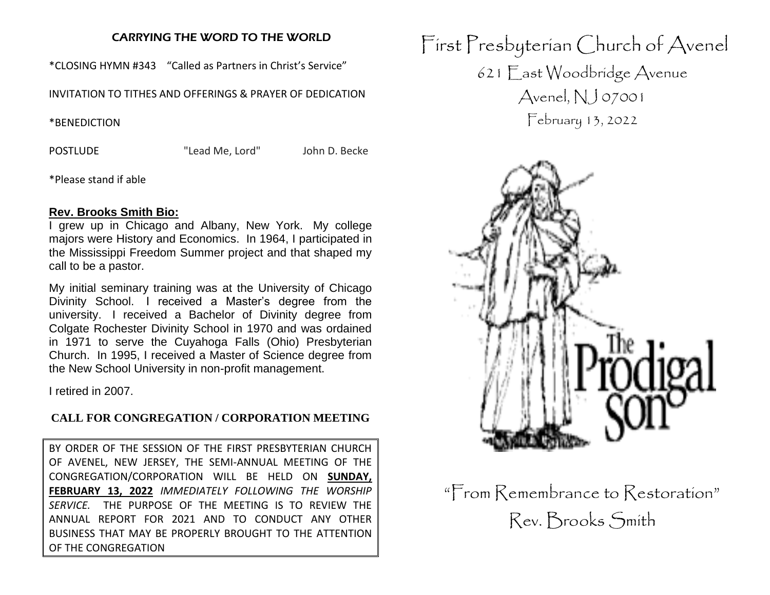## *CARRYING THE WORD TO THE WORLD*

*CLOSING HYMN #343 "Called as Partners in Christ's Service"

INVITATION TO TITHES AND OFFERINGS & PRAYER OF DEDICATION

*BENEDICTION

POSTLUDE "Lead Me, Lord" John D. Becke

*Please stand if able

**Rev. Brooks Smith Bio:**

I grew up in Chicago and Albany, New York. My college majors were History and Economics. In 1964, I participated in the Mississippi Freedom Summer project and that shaped my call to be a pastor.

My initial seminary training was at the University of Chicago Divinity School. I received a Master's degree from the university. I received a Bachelor of Divinity degree from Colgate Rochester Divinity School in 1970 and was ordained in 1971 to serve the Cuyahoga Falls (Ohio) Presbyterian Church. In 1995, I received a Master of Science degree from the New School University in non-profit management.

I retired in 2007.

**CALL FOR CONGREGATION / CORPORATION MEETING**

BY ORDER OF THE SESSION OF THE FIRST PRESBYTERIAN CHURCH OF AVENEL, NEW JERSEY, THE SEMI-ANNUAL MEETING OF THE CONGREGATION/CORPORATION WILL BE HELD ON **SUNDAY, FEBRUARY 13, 2022** *IMMEDIATELY FOLLOWING THE WORSHIP SERVICE.* THE PURPOSE OF THE MEETING IS TO REVIEW THE ANNUAL REPORT FOR 2021 AND TO CONDUCT ANY OTHER BUSINESS THAT MAY BE PROPERLY BROUGHT TO THE ATTENTION OF THE CONGREGATION

# First Presbyterian Church of Avenel

621 East Woodbridge Avenue

Avenel, NJ 07001

February 13, 2022

The Prodigal Son

"From Remembrance to Restoration"

Rev. Brooks Smith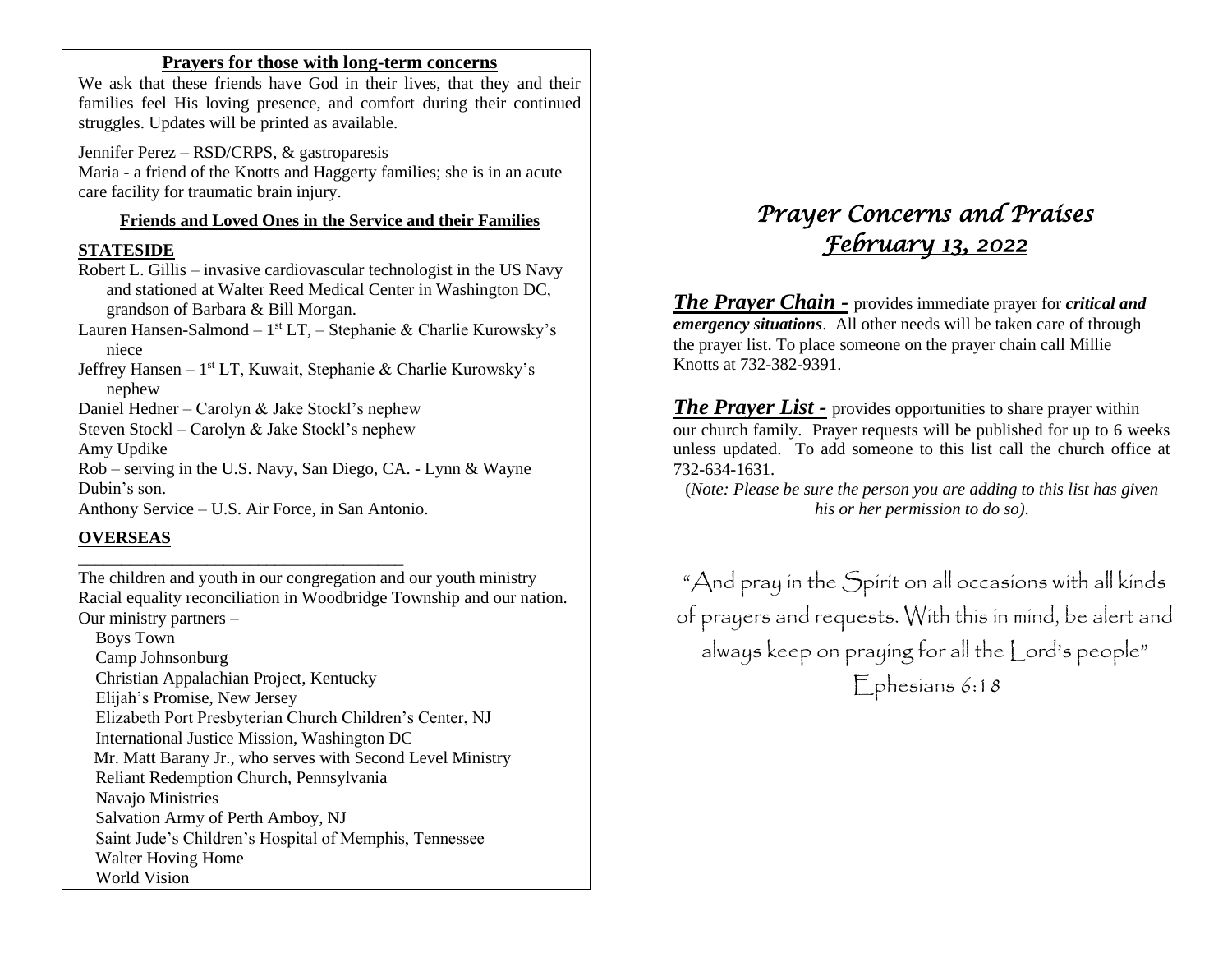**Prayers for those with long-term concerns**

We ask that these friends have God in their lives, that they and their families feel His loving presence, and comfort during their continued struggles. Updates will be printed as available.

Jennifer Perez – RSD/CRPS, & gastroparesis

Maria - a friend of the Knotts and Haggerty families; she is in an acute care facility for traumatic brain injury.

**Friends and Loved Ones in the Service and their Families**

**STATESIDE**

Robert L. Gillis – invasive cardiovascular technologist in the US Navy and stationed at Walter Reed Medical Center in Washington DC, grandson of Barbara & Bill Morgan.

Lauren Hansen-Salmond – 1st LT, – Stephanie & Charlie Kurowsky's niece

Jeffrey Hansen – 1st LT, Kuwait, Stephanie & Charlie Kurowsky's nephew

Daniel Hedner – Carolyn & Jake Stockl's nephew

Steven Stockl – Carolyn & Jake Stockl's nephew

Amy Updike

Rob – serving in the U.S. Navy, San Diego, CA. - Lynn & Wayne Dubin's son.

Anthony Service – U.S. Air Force, in San Antonio.

**OVERSEAS**

---

The children and youth in our congregation and our youth ministry

Racial equality reconciliation in Woodbridge Township and our nation.

Our ministry partners –

- Boys Town
- Camp Johnsonburg
- Christian Appalachian Project, Kentucky
- Elijah's Promise, New Jersey
- Elizabeth Port Presbyterian Church Children's Center, NJ
- International Justice Mission, Washington DC
- Mr. Matt Barany Jr., who serves with Second Level Ministry
- Reliant Redemption Church, Pennsylvania
- Navajo Ministries
- Salvation Army of Perth Amboy, NJ
- Saint Jude's Children's Hospital of Memphis, Tennessee
- Walter Hoving Home
- World Vision

# *Prayer Concerns and Praises*
## *February 13, 2022*

***The Prayer Chain -*** provides immediate prayer for ***critical and emergency situations***. All other needs will be taken care of through the prayer list. To place someone on the prayer chain call Millie Knotts at 732-382-9391.

***The Prayer List -*** provides opportunities to share prayer within our church family. Prayer requests will be published for up to 6 weeks unless updated. To add someone to this list call the church office at 732-634-1631.

(*Note: Please be sure the person you are adding to this list has given his or her permission to do so).*

"And pray in the Spirit on all occasions with all kinds of prayers and requests. With this in mind, be alert and always keep on praying for all the Lord's people"
Ephesians 6:18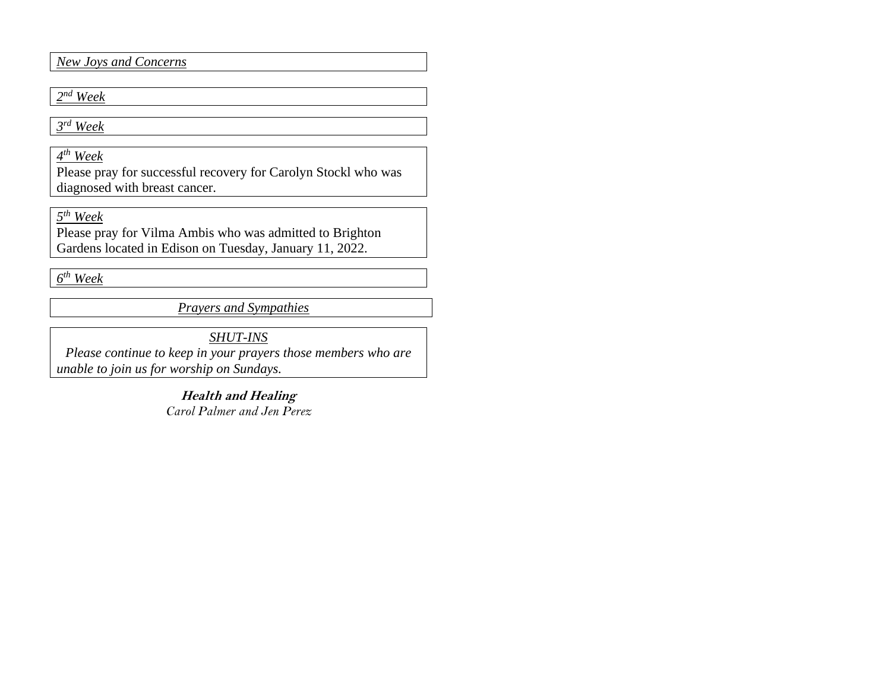*New Joys and Concerns*

*2nd Week*

*3rd Week*

*4th Week*

Please pray for successful recovery for Carolyn Stockl who was diagnosed with breast cancer.

*5th Week*

Please pray for Vilma Ambis who was admitted to Brighton Gardens located in Edison on Tuesday, January 11, 2022.

*6th Week*

*Prayers and Sympathies*

*SHUT-INS*

*Please continue to keep in your prayers those members who are unable to join us for worship on Sundays.*

***Health and Healing***

*Carol Palmer and Jen Perez*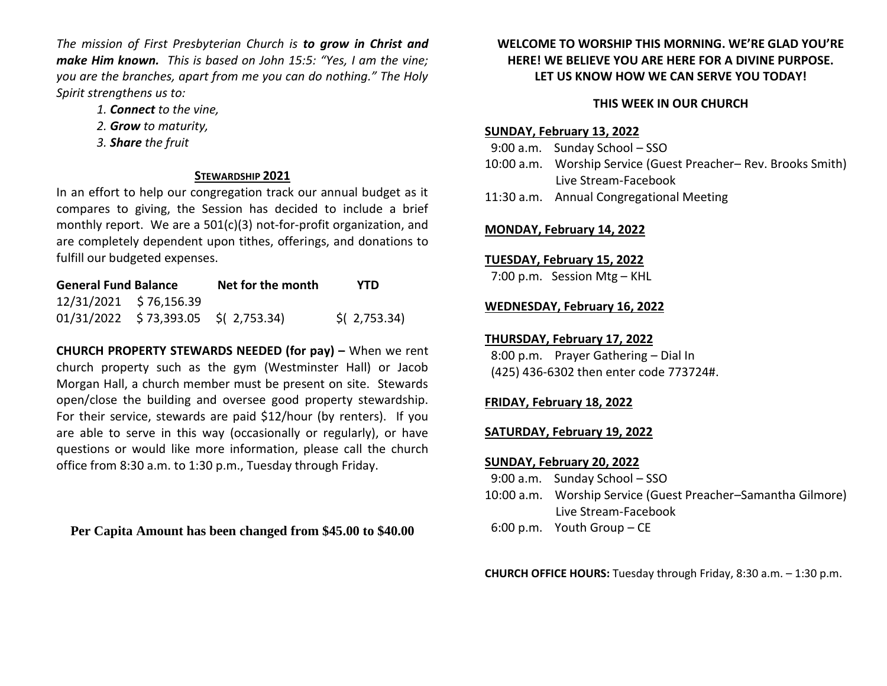*The mission of First Presbyterian Church is* ***to grow in Christ and make Him known.*** *This is based on John 15:5: "Yes, I am the vine; you are the branches, apart from me you can do nothing." The Holy Spirit strengthens us to:*

1. ***Connect*** *to the vine,*
2. ***Grow*** *to maturity,*
3. ***Share*** *the fruit*

## STEWARDSHIP 2021

In an effort to help our congregation track our annual budget as it compares to giving, the Session has decided to include a brief monthly report. We are a 501(c)(3) not-for-profit organization, and are completely dependent upon tithes, offerings, and donations to fulfill our budgeted expenses.

| General Fund Balance | | Net for the month | YTD |
|---|---|---|---|
| 12/31/2021 | $ 76,156.39 | | |
| 01/31/2022 | $ 73,393.05 | $( 2,753.34) | $( 2,753.34) |

**CHURCH PROPERTY STEWARDS NEEDED (for pay) –** When we rent church property such as the gym (Westminster Hall) or Jacob Morgan Hall, a church member must be present on site. Stewards open/close the building and oversee good property stewardship. For their service, stewards are paid $12/hour (by renters). If you are able to serve in this way (occasionally or regularly), or have questions or would like more information, please call the church office from 8:30 a.m. to 1:30 p.m., Tuesday through Friday.

**Per Capita Amount has been changed from $45.00 to $40.00**

**WELCOME TO WORSHIP THIS MORNING. WE'RE GLAD YOU'RE HERE! WE BELIEVE YOU ARE HERE FOR A DIVINE PURPOSE. LET US KNOW HOW WE CAN SERVE YOU TODAY!**

## THIS WEEK IN OUR CHURCH

**SUNDAY, February 13, 2022**

9:00 a.m. Sunday School – SSO
10:00 a.m. Worship Service (Guest Preacher– Rev. Brooks Smith)
Live Stream-Facebook
11:30 a.m. Annual Congregational Meeting

**MONDAY, February 14, 2022**

**TUESDAY, February 15, 2022**

7:00 p.m. Session Mtg – KHL

**WEDNESDAY, February 16, 2022**

**THURSDAY, February 17, 2022**

8:00 p.m. Prayer Gathering – Dial In
(425) 436-6302 then enter code 773724#.

**FRIDAY, February 18, 2022**

**SATURDAY, February 19, 2022**

**SUNDAY, February 20, 2022**

9:00 a.m. Sunday School – SSO
10:00 a.m. Worship Service (Guest Preacher–Samantha Gilmore)
Live Stream-Facebook
6:00 p.m. Youth Group – CE

**CHURCH OFFICE HOURS:** Tuesday through Friday, 8:30 a.m. – 1:30 p.m.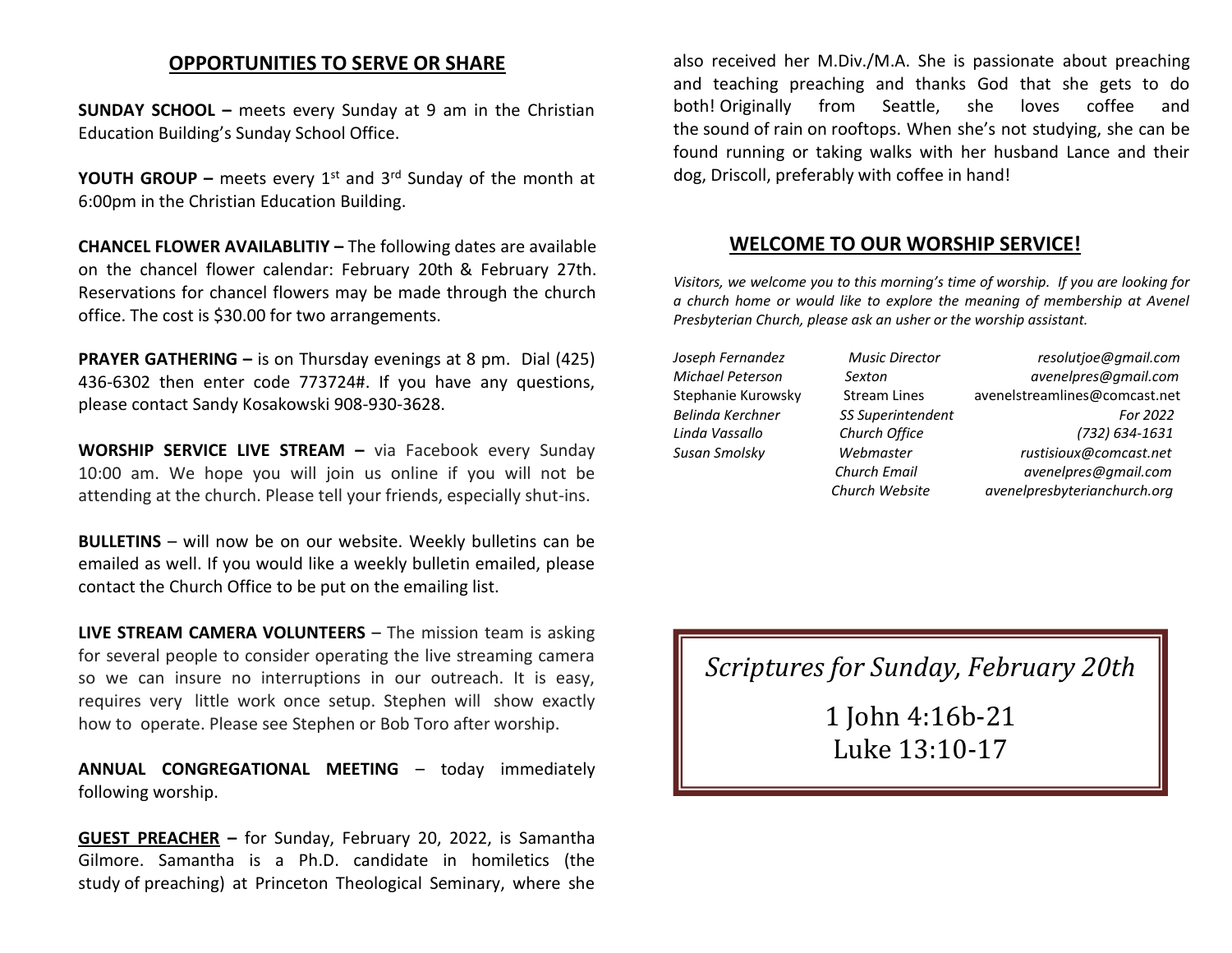## OPPORTUNITIES TO SERVE OR SHARE

**SUNDAY SCHOOL –** meets every Sunday at 9 am in the Christian Education Building's Sunday School Office.

**YOUTH GROUP –** meets every 1st and 3rd Sunday of the month at 6:00pm in the Christian Education Building.

**CHANCEL FLOWER AVAILABLITIY –** The following dates are available on the chancel flower calendar: February 20th & February 27th. Reservations for chancel flowers may be made through the church office. The cost is $30.00 for two arrangements.

**PRAYER GATHERING –** is on Thursday evenings at 8 pm. Dial (425) 436-6302 then enter code 773724#. If you have any questions, please contact Sandy Kosakowski 908-930-3628.

**WORSHIP SERVICE LIVE STREAM –** via Facebook every Sunday 10:00 am. We hope you will join us online if you will not be attending at the church. Please tell your friends, especially shut-ins.

**BULLETINS** – will now be on our website. Weekly bulletins can be emailed as well. If you would like a weekly bulletin emailed, please contact the Church Office to be put on the emailing list.

**LIVE STREAM CAMERA VOLUNTEERS** – The mission team is asking for several people to consider operating the live streaming camera so we can insure no interruptions in our outreach. It is easy, requires very little work once setup. Stephen will show exactly how to operate. Please see Stephen or Bob Toro after worship.

**ANNUAL CONGREGATIONAL MEETING** – today immediately following worship.

**GUEST PREACHER –** for Sunday, February 20, 2022, is Samantha Gilmore. Samantha is a Ph.D. candidate in homiletics (the study of preaching) at Princeton Theological Seminary, where she also received her M.Div./M.A. She is passionate about preaching and teaching preaching and thanks God that she gets to do both! Originally from Seattle, she loves coffee and the sound of rain on rooftops. When she's not studying, she can be found running or taking walks with her husband Lance and their dog, Driscoll, preferably with coffee in hand!

## WELCOME TO OUR WORSHIP SERVICE!

*Visitors, we welcome you to this morning's time of worship. If you are looking for a church home or would like to explore the meaning of membership at Avenel Presbyterian Church, please ask an usher or the worship assistant.*

| | | |
|---|---|---|
| *Joseph Fernandez* | *Music Director* | *resolutjoe@gmail.com* |
| *Michael Peterson* | *Sexton* | *avenelpres@gmail.com* |
| Stephanie Kurowsky | Stream Lines | avenelstreamlines@comcast.net |
| *Belinda Kerchner* | *SS Superintendent* | *For 2022* |
| *Linda Vassallo* | *Church Office* | *(732) 634-1631* |
| *Susan Smolsky* | *Webmaster* | *rustisioux@comcast.net* |
| | *Church Email* | *avenelpres@gmail.com* |
| | *Church Website* | *avenelpresbyterianchurch.org* |

*Scriptures for Sunday, February 20th*

1 John 4:16b-21
Luke 13:10-17